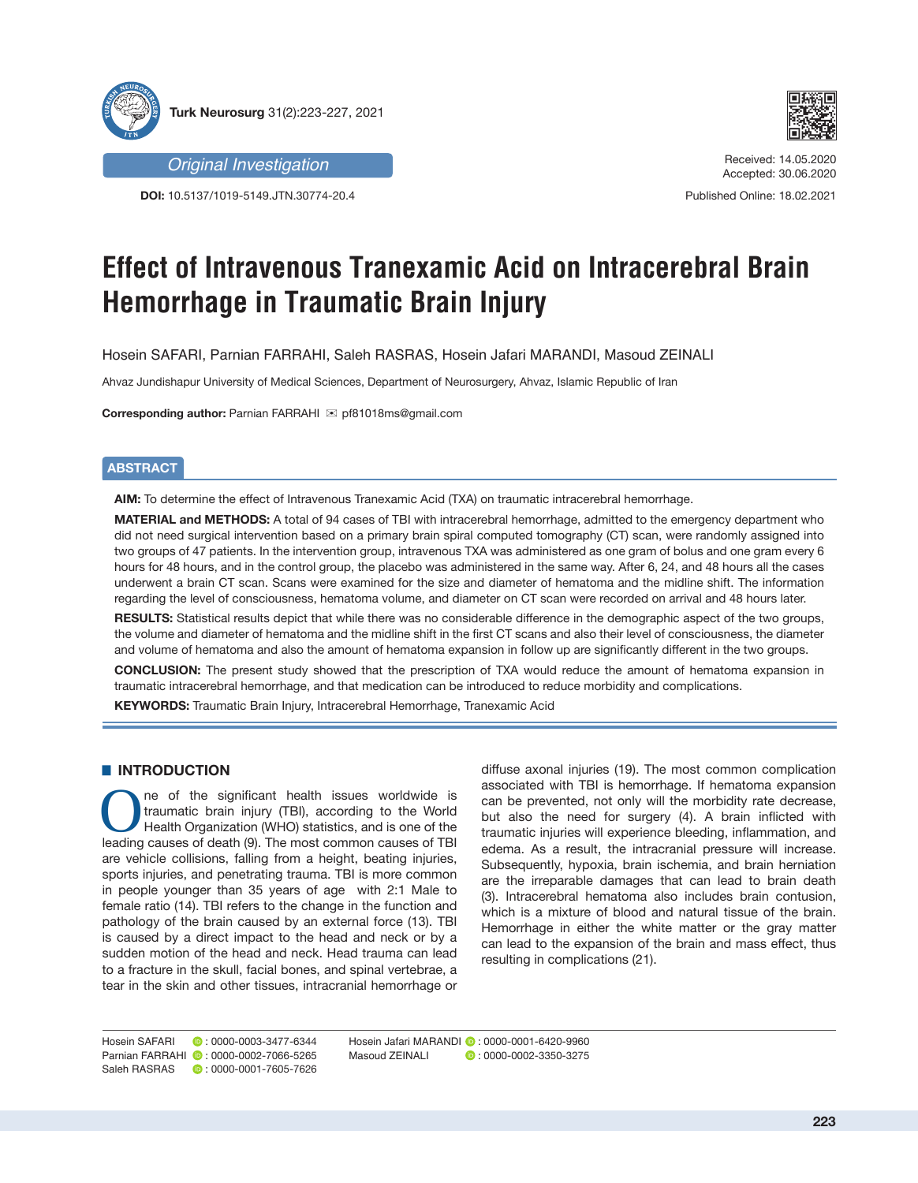Original Investigation

**DOI:** 10.5137/1019-5149.JTN.30774-20.4

Received: 14.05.2020
Accepted: 30.06.2020

Published Online: 18.02.2021

# Effect of Intravenous Tranexamic Acid on Intracerebral Brain Hemorrhage in Traumatic Brain Injury

Hosein SAFARI, Parnian FARRAHI, Saleh RASRAS, Hosein Jafari MARANDI, Masoud ZEINALI

Ahvaz Jundishapur University of Medical Sciences, Department of Neurosurgery, Ahvaz, Islamic Republic of Iran

**Corresponding author:** Parnian FARRAHI ✉ pf81018ms@gmail.com

## ABSTRACT

**AIM:** To determine the effect of Intravenous Tranexamic Acid (TXA) on traumatic intracerebral hemorrhage.

**MATERIAL and METHODS:** A total of 94 cases of TBI with intracerebral hemorrhage, admitted to the emergency department who did not need surgical intervention based on a primary brain spiral computed tomography (CT) scan, were randomly assigned into two groups of 47 patients. In the intervention group, intravenous TXA was administered as one gram of bolus and one gram every 6 hours for 48 hours, and in the control group, the placebo was administered in the same way. After 6, 24, and 48 hours all the cases underwent a brain CT scan. Scans were examined for the size and diameter of hematoma and the midline shift. The information regarding the level of consciousness, hematoma volume, and diameter on CT scan were recorded on arrival and 48 hours later.

**RESULTS:** Statistical results depict that while there was no considerable difference in the demographic aspect of the two groups, the volume and diameter of hematoma and the midline shift in the first CT scans and also their level of consciousness, the diameter and volume of hematoma and also the amount of hematoma expansion in follow up are significantly different in the two groups.

**CONCLUSION:** The present study showed that the prescription of TXA would reduce the amount of hematoma expansion in traumatic intracerebral hemorrhage, and that medication can be introduced to reduce morbidity and complications.

**KEYWORDS:** Traumatic Brain Injury, Intracerebral Hemorrhage, Tranexamic Acid

## INTRODUCTION

One of the significant health issues worldwide is traumatic brain injury (TBI), according to the World Health Organization (WHO) statistics, and is one of the leading causes of death (9). The most common causes of TBI are vehicle collisions, falling from a height, beating injuries, sports injuries, and penetrating trauma. TBI is more common in people younger than 35 years of age with 2:1 Male to female ratio (14). TBI refers to the change in the function and pathology of the brain caused by an external force (13). TBI is caused by a direct impact to the head and neck or by a sudden motion of the head and neck. Head trauma can lead to a fracture in the skull, facial bones, and spinal vertebrae, a tear in the skin and other tissues, intracranial hemorrhage or diffuse axonal injuries (19). The most common complication associated with TBI is hemorrhage. If hematoma expansion can be prevented, not only will the morbidity rate decrease, but also the need for surgery (4). A brain inflicted with traumatic injuries will experience bleeding, inflammation, and edema. As a result, the intracranial pressure will increase. Subsequently, hypoxia, brain ischemia, and brain herniation are the irreparable damages that can lead to brain death (3). Intracerebral hematoma also includes brain contusion, which is a mixture of blood and natural tissue of the brain. Hemorrhage in either the white matter or the gray matter can lead to the expansion of the brain and mass effect, thus resulting in complications (21).

Hosein SAFARI : 0000-0003-3477-6344
Parnian FARRAHI : 0000-0002-7066-5265
Saleh RASRAS : 0000-0001-7605-7626
Hosein Jafari MARANDI : 0000-0001-6420-9960
Masoud ZEINALI : 0000-0002-3350-3275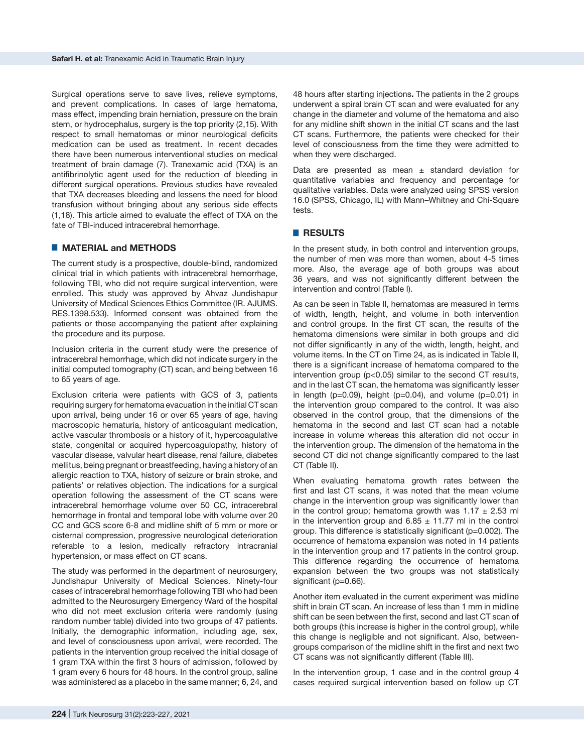Surgical operations serve to save lives, relieve symptoms, and prevent complications. In cases of large hematoma, mass effect, impending brain herniation, pressure on the brain stem, or hydrocephalus, surgery is the top priority (2,15). With respect to small hematomas or minor neurological deficits medication can be used as treatment. In recent decades there have been numerous interventional studies on medical treatment of brain damage (7). Tranexamic acid (TXA) is an antifibrinolytic agent used for the reduction of bleeding in different surgical operations. Previous studies have revealed that TXA decreases bleeding and lessens the need for blood transfusion without bringing about any serious side effects (1,18). This article aimed to evaluate the effect of TXA on the fate of TBI-induced intracerebral hemorrhage.

## MATERIAL and METHODS

The current study is a prospective, double-blind, randomized clinical trial in which patients with intracerebral hemorrhage, following TBI, who did not require surgical intervention, were enrolled. This study was approved by Ahvaz Jundishapur University of Medical Sciences Ethics Committee (IR. AJUMS. RES.1398.533). Informed consent was obtained from the patients or those accompanying the patient after explaining the procedure and its purpose.

Inclusion criteria in the current study were the presence of intracerebral hemorrhage, which did not indicate surgery in the initial computed tomography (CT) scan, and being between 16 to 65 years of age.

Exclusion criteria were patients with GCS of 3, patients requiring surgery for hematoma evacuation in the initial CT scan upon arrival, being under 16 or over 65 years of age, having macroscopic hematuria, history of anticoagulant medication, active vascular thrombosis or a history of it, hypercoagulative state, congenital or acquired hypercoagulopathy, history of vascular disease, valvular heart disease, renal failure, diabetes mellitus, being pregnant or breastfeeding, having a history of an allergic reaction to TXA, history of seizure or brain stroke, and patients' or relatives objection. The indications for a surgical operation following the assessment of the CT scans were intracerebral hemorrhage volume over 50 CC, intracerebral hemorrhage in frontal and temporal lobe with volume over 20 CC and GCS score 6-8 and midline shift of 5 mm or more or cisternal compression, progressive neurological deterioration referable to a lesion, medically refractory intracranial hypertension, or mass effect on CT scans.

The study was performed in the department of neurosurgery, Jundishapur University of Medical Sciences. Ninety-four cases of intracerebral hemorrhage following TBI who had been admitted to the Neurosurgery Emergency Ward of the hospital who did not meet exclusion criteria were randomly (using random number table) divided into two groups of 47 patients. Initially, the demographic information, including age, sex, and level of consciousness upon arrival, were recorded. The patients in the intervention group received the initial dosage of 1 gram TXA within the first 3 hours of admission, followed by 1 gram every 6 hours for 48 hours. In the control group, saline was administered as a placebo in the same manner; 6, 24, and 48 hours after starting injections**.** The patients in the 2 groups underwent a spiral brain CT scan and were evaluated for any change in the diameter and volume of the hematoma and also for any midline shift shown in the initial CT scans and the last CT scans. Furthermore, the patients were checked for their level of consciousness from the time they were admitted to when they were discharged.

Data are presented as mean ± standard deviation for quantitative variables and frequency and percentage for qualitative variables. Data were analyzed using SPSS version 16.0 (SPSS, Chicago, IL) with Mann–Whitney and Chi-Square tests.

## RESULTS

In the present study, in both control and intervention groups, the number of men was more than women, about 4-5 times more. Also, the average age of both groups was about 36 years, and was not significantly different between the intervention and control (Table I).

As can be seen in Table II, hematomas are measured in terms of width, length, height, and volume in both intervention and control groups. In the first CT scan, the results of the hematoma dimensions were similar in both groups and did not differ significantly in any of the width, length, height, and volume items. In the CT on Time 24, as is indicated in Table II, there is a significant increase of hematoma compared to the intervention group ($p<0.05$) similar to the second CT results, and in the last CT scan, the hematoma was significantly lesser in length ($p=0.09$), height ($p=0.04$), and volume ($p=0.01$) in the intervention group compared to the control. It was also observed in the control group, that the dimensions of the hematoma in the second and last CT scan had a notable increase in volume whereas this alteration did not occur in the intervention group. The dimension of the hematoma in the second CT did not change significantly compared to the last CT (Table II).

When evaluating hematoma growth rates between the first and last CT scans, it was noted that the mean volume change in the intervention group was significantly lower than in the control group; hematoma growth was 1.17 ± 2.53 ml in the intervention group and 6.85 ± 11.77 ml in the control group. This difference is statistically significant ($p=0.002$). The occurrence of hematoma expansion was noted in 14 patients in the intervention group and 17 patients in the control group. This difference regarding the occurrence of hematoma expansion between the two groups was not statistically significant ($p=0.66$).

Another item evaluated in the current experiment was midline shift in brain CT scan. An increase of less than 1 mm in midline shift can be seen between the first, second and last CT scan of both groups (this increase is higher in the control group), while this change is negligible and not significant. Also, between-groups comparison of the midline shift in the first and next two CT scans was not significantly different (Table III).

In the intervention group, 1 case and in the control group 4 cases required surgical intervention based on follow up CT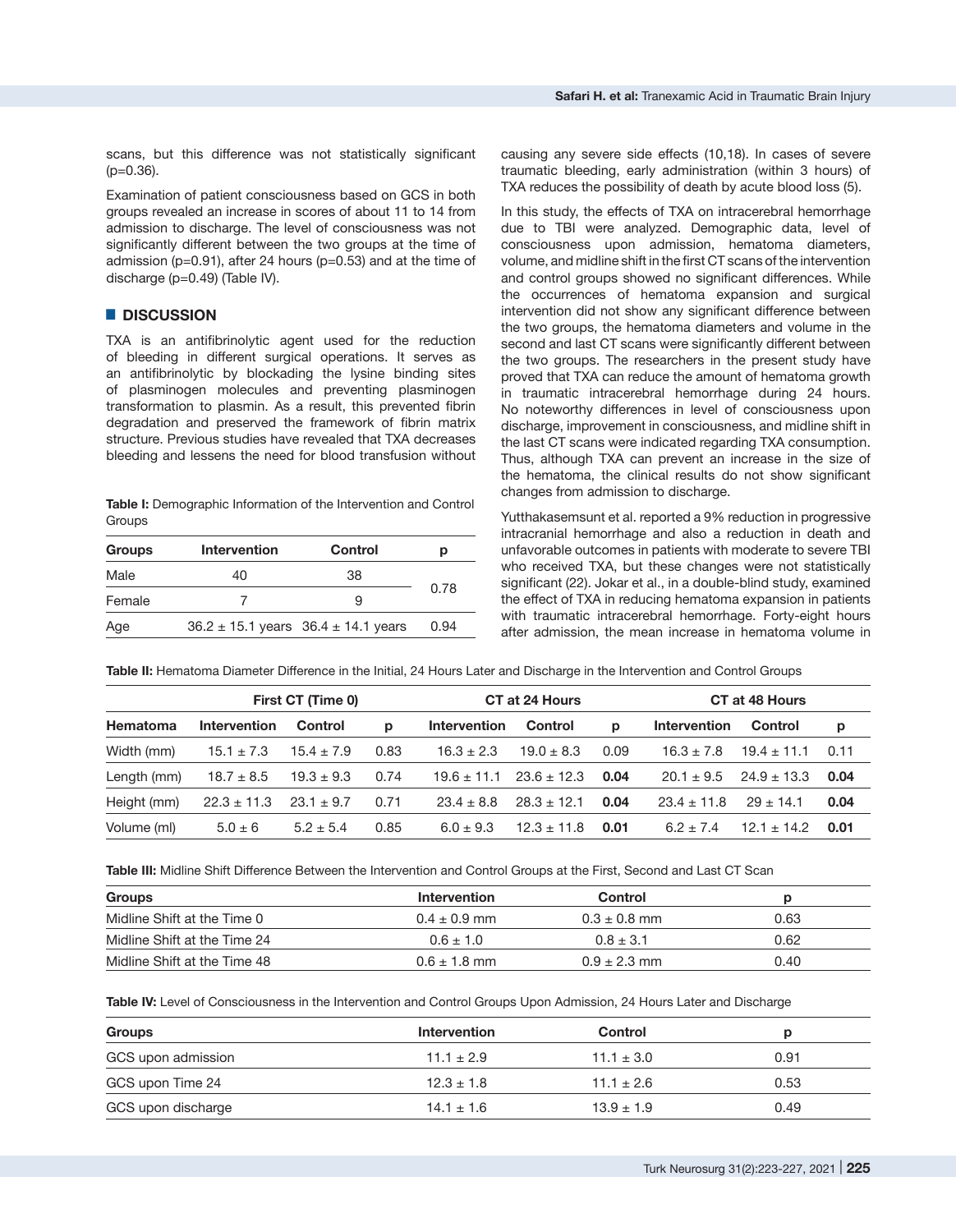scans, but this difference was not statistically significant (p=0.36).

Examination of patient consciousness based on GCS in both groups revealed an increase in scores of about 11 to 14 from admission to discharge. The level of consciousness was not significantly different between the two groups at the time of admission (p=0.91), after 24 hours (p=0.53) and at the time of discharge (p=0.49) (Table IV).

## DISCUSSION

TXA is an antifibrinolytic agent used for the reduction of bleeding in different surgical operations. It serves as an antifibrinolytic by blockading the lysine binding sites of plasminogen molecules and preventing plasminogen transformation to plasmin. As a result, this prevented fibrin degradation and preserved the framework of fibrin matrix structure. Previous studies have revealed that TXA decreases bleeding and lessens the need for blood transfusion without causing any severe side effects (10,18). In cases of severe traumatic bleeding, early administration (within 3 hours) of TXA reduces the possibility of death by acute blood loss (5).

In this study, the effects of TXA on intracerebral hemorrhage due to TBI were analyzed. Demographic data, level of consciousness upon admission, hematoma diameters, volume, and midline shift in the first CT scans of the intervention and control groups showed no significant differences. While the occurrences of hematoma expansion and surgical intervention did not show any significant difference between the two groups, the hematoma diameters and volume in the second and last CT scans were significantly different between the two groups. The researchers in the present study have proved that TXA can reduce the amount of hematoma growth in traumatic intracerebral hemorrhage during 24 hours. No noteworthy differences in level of consciousness upon discharge, improvement in consciousness, and midline shift in the last CT scans were indicated regarding TXA consumption. Thus, although TXA can prevent an increase in the size of the hematoma, the clinical results do not show significant changes from admission to discharge.

Yutthakasemsunt et al. reported a 9% reduction in progressive intracranial hemorrhage and also a reduction in death and unfavorable outcomes in patients with moderate to severe TBI who received TXA, but these changes were not statistically significant (22). Jokar et al., in a double-blind study, examined the effect of TXA in reducing hematoma expansion in patients with traumatic intracerebral hemorrhage. Forty-eight hours after admission, the mean increase in hematoma volume in

**Table I:** Demographic Information of the Intervention and Control Groups

| Groups | Intervention | Control | p |
|---|---|---|---|
| Male | 40 | 38 | 0.78 |
| Female | 7 | 9 | |
| Age | 36.2 ± 15.1 years | 36.4 ± 14.1 years | 0.94 |

**Table II:** Hematoma Diameter Difference in the Initial, 24 Hours Later and Discharge in the Intervention and Control Groups

| | First CT (Time 0) | | | CT at 24 Hours | | | CT at 48 Hours | | |
|---|---|---|---|---|---|---|---|---|---|
| Hematoma | Intervention | Control | p | Intervention | Control | p | Intervention | Control | p |
| Width (mm) | 15.1 ± 7.3 | 15.4 ± 7.9 | 0.83 | 16.3 ± 2.3 | 19.0 ± 8.3 | 0.09 | 16.3 ± 7.8 | 19.4 ± 11.1 | 0.11 |
| Length (mm) | 18.7 ± 8.5 | 19.3 ± 9.3 | 0.74 | 19.6 ± 11.1 | 23.6 ± 12.3 | **0.04** | 20.1 ± 9.5 | 24.9 ± 13.3 | **0.04** |
| Height (mm) | 22.3 ± 11.3 | 23.1 ± 9.7 | 0.71 | 23.4 ± 8.8 | 28.3 ± 12.1 | **0.04** | 23.4 ± 11.8 | 29 ± 14.1 | **0.04** |
| Volume (ml) | 5.0 ± 6 | 5.2 ± 5.4 | 0.85 | 6.0 ± 9.3 | 12.3 ± 11.8 | **0.01** | 6.2 ± 7.4 | 12.1 ± 14.2 | **0.01** |

**Table III:** Midline Shift Difference Between the Intervention and Control Groups at the First, Second and Last CT Scan

| Groups | Intervention | Control | p |
|---|---|---|---|
| Midline Shift at the Time 0 | 0.4 ± 0.9 mm | 0.3 ± 0.8 mm | 0.63 |
| Midline Shift at the Time 24 | 0.6 ± 1.0 | 0.8 ± 3.1 | 0.62 |
| Midline Shift at the Time 48 | 0.6 ± 1.8 mm | 0.9 ± 2.3 mm | 0.40 |

**Table IV:** Level of Consciousness in the Intervention and Control Groups Upon Admission, 24 Hours Later and Discharge

| Groups | Intervention | Control | p |
|---|---|---|---|
| GCS upon admission | 11.1 ± 2.9 | 11.1 ± 3.0 | 0.91 |
| GCS upon Time 24 | 12.3 ± 1.8 | 11.1 ± 2.6 | 0.53 |
| GCS upon discharge | 14.1 ± 1.6 | 13.9 ± 1.9 | 0.49 |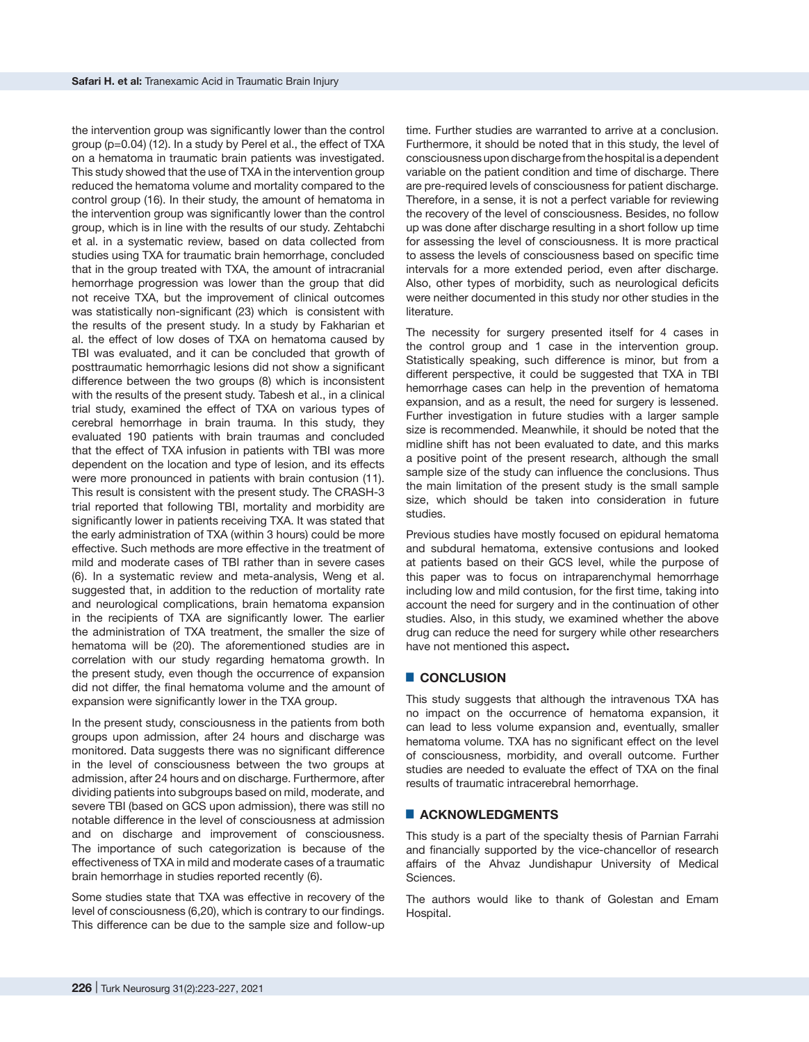the intervention group was significantly lower than the control group (p=0.04) (12). In a study by Perel et al., the effect of TXA on a hematoma in traumatic brain patients was investigated. This study showed that the use of TXA in the intervention group reduced the hematoma volume and mortality compared to the control group (16). In their study, the amount of hematoma in the intervention group was significantly lower than the control group, which is in line with the results of our study. Zehtabchi et al. in a systematic review, based on data collected from studies using TXA for traumatic brain hemorrhage, concluded that in the group treated with TXA, the amount of intracranial hemorrhage progression was lower than the group that did not receive TXA, but the improvement of clinical outcomes was statistically non-significant (23) which is consistent with the results of the present study. In a study by Fakharian et al. the effect of low doses of TXA on hematoma caused by TBI was evaluated, and it can be concluded that growth of posttraumatic hemorrhagic lesions did not show a significant difference between the two groups (8) which is inconsistent with the results of the present study. Tabesh et al., in a clinical trial study, examined the effect of TXA on various types of cerebral hemorrhage in brain trauma. In this study, they evaluated 190 patients with brain traumas and concluded that the effect of TXA infusion in patients with TBI was more dependent on the location and type of lesion, and its effects were more pronounced in patients with brain contusion (11). This result is consistent with the present study. The CRASH-3 trial reported that following TBI, mortality and morbidity are significantly lower in patients receiving TXA. It was stated that the early administration of TXA (within 3 hours) could be more effective. Such methods are more effective in the treatment of mild and moderate cases of TBI rather than in severe cases (6). In a systematic review and meta-analysis, Weng et al. suggested that, in addition to the reduction of mortality rate and neurological complications, brain hematoma expansion in the recipients of TXA are significantly lower. The earlier the administration of TXA treatment, the smaller the size of hematoma will be (20). The aforementioned studies are in correlation with our study regarding hematoma growth. In the present study, even though the occurrence of expansion did not differ, the final hematoma volume and the amount of expansion were significantly lower in the TXA group.

In the present study, consciousness in the patients from both groups upon admission, after 24 hours and discharge was monitored. Data suggests there was no significant difference in the level of consciousness between the two groups at admission, after 24 hours and on discharge. Furthermore, after dividing patients into subgroups based on mild, moderate, and severe TBI (based on GCS upon admission), there was still no notable difference in the level of consciousness at admission and on discharge and improvement of consciousness. The importance of such categorization is because of the effectiveness of TXA in mild and moderate cases of a traumatic brain hemorrhage in studies reported recently (6).

Some studies state that TXA was effective in recovery of the level of consciousness (6,20), which is contrary to our findings. This difference can be due to the sample size and follow-up time. Further studies are warranted to arrive at a conclusion. Furthermore, it should be noted that in this study, the level of consciousness upon discharge from the hospital is a dependent variable on the patient condition and time of discharge. There are pre-required levels of consciousness for patient discharge. Therefore, in a sense, it is not a perfect variable for reviewing the recovery of the level of consciousness. Besides, no follow up was done after discharge resulting in a short follow up time for assessing the level of consciousness. It is more practical to assess the levels of consciousness based on specific time intervals for a more extended period, even after discharge. Also, other types of morbidity, such as neurological deficits were neither documented in this study nor other studies in the literature.

The necessity for surgery presented itself for 4 cases in the control group and 1 case in the intervention group. Statistically speaking, such difference is minor, but from a different perspective, it could be suggested that TXA in TBI hemorrhage cases can help in the prevention of hematoma expansion, and as a result, the need for surgery is lessened. Further investigation in future studies with a larger sample size is recommended. Meanwhile, it should be noted that the midline shift has not been evaluated to date, and this marks a positive point of the present research, although the small sample size of the study can influence the conclusions. Thus the main limitation of the present study is the small sample size, which should be taken into consideration in future studies.

Previous studies have mostly focused on epidural hematoma and subdural hematoma, extensive contusions and looked at patients based on their GCS level, while the purpose of this paper was to focus on intraparenchymal hemorrhage including low and mild contusion, for the first time, taking into account the need for surgery and in the continuation of other studies. Also, in this study, we examined whether the above drug can reduce the need for surgery while other researchers have not mentioned this aspect**.**

## CONCLUSION

This study suggests that although the intravenous TXA has no impact on the occurrence of hematoma expansion, it can lead to less volume expansion and, eventually, smaller hematoma volume. TXA has no significant effect on the level of consciousness, morbidity, and overall outcome. Further studies are needed to evaluate the effect of TXA on the final results of traumatic intracerebral hemorrhage.

## ACKNOWLEDGMENTS

This study is a part of the specialty thesis of Parnian Farrahi and financially supported by the vice-chancellor of research affairs of the Ahvaz Jundishapur University of Medical Sciences.

The authors would like to thank of Golestan and Emam Hospital.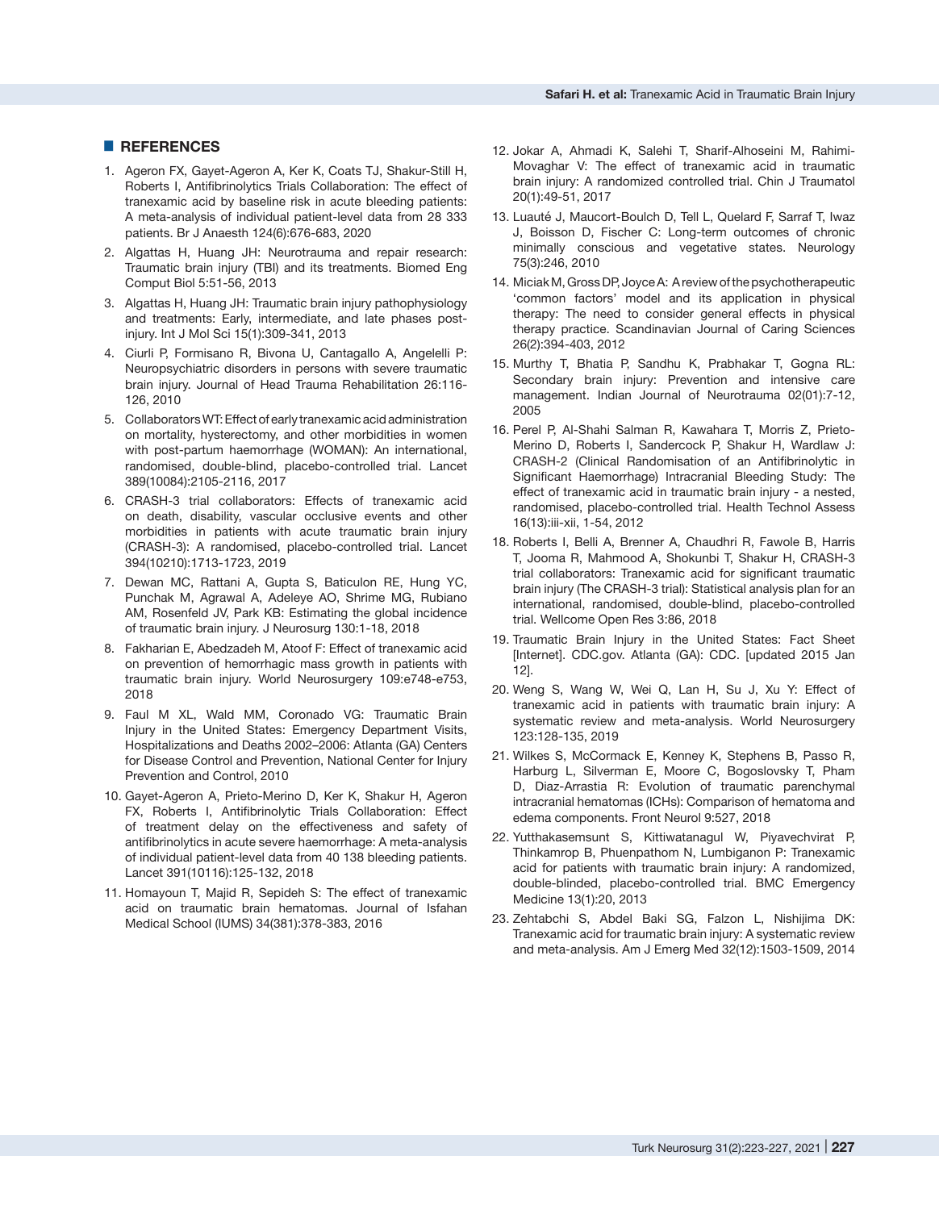## REFERENCES

1. Ageron FX, Gayet-Ageron A, Ker K, Coats TJ, Shakur-Still H, Roberts I, Antifibrinolytics Trials Collaboration: The effect of tranexamic acid by baseline risk in acute bleeding patients: A meta-analysis of individual patient-level data from 28 333 patients. Br J Anaesth 124(6):676-683, 2020
2. Algattas H, Huang JH: Neurotrauma and repair research: Traumatic brain injury (TBI) and its treatments. Biomed Eng Comput Biol 5:51-56, 2013
3. Algattas H, Huang JH: Traumatic brain injury pathophysiology and treatments: Early, intermediate, and late phases post-injury. Int J Mol Sci 15(1):309-341, 2013
4. Ciurli P, Formisano R, Bivona U, Cantagallo A, Angelelli P: Neuropsychiatric disorders in persons with severe traumatic brain injury. Journal of Head Trauma Rehabilitation 26:116-126, 2010
5. Collaborators WT: Effect of early tranexamic acid administration on mortality, hysterectomy, and other morbidities in women with post-partum haemorrhage (WOMAN): An international, randomised, double-blind, placebo-controlled trial. Lancet 389(10084):2105-2116, 2017
6. CRASH-3 trial collaborators: Effects of tranexamic acid on death, disability, vascular occlusive events and other morbidities in patients with acute traumatic brain injury (CRASH-3): A randomised, placebo-controlled trial. Lancet 394(10210):1713-1723, 2019
7. Dewan MC, Rattani A, Gupta S, Baticulon RE, Hung YC, Punchak M, Agrawal A, Adeleye AO, Shrime MG, Rubiano AM, Rosenfeld JV, Park KB: Estimating the global incidence of traumatic brain injury. J Neurosurg 130:1-18, 2018
8. Fakharian E, Abedzadeh M, Atoof F: Effect of tranexamic acid on prevention of hemorrhagic mass growth in patients with traumatic brain injury. World Neurosurgery 109:e748-e753, 2018
9. Faul M XL, Wald MM, Coronado VG: Traumatic Brain Injury in the United States: Emergency Department Visits, Hospitalizations and Deaths 2002–2006: Atlanta (GA) Centers for Disease Control and Prevention, National Center for Injury Prevention and Control, 2010
10. Gayet-Ageron A, Prieto-Merino D, Ker K, Shakur H, Ageron FX, Roberts I, Antifibrinolytic Trials Collaboration: Effect of treatment delay on the effectiveness and safety of antifibrinolytics in acute severe haemorrhage: A meta-analysis of individual patient-level data from 40 138 bleeding patients. Lancet 391(10116):125-132, 2018
11. Homayoun T, Majid R, Sepideh S: The effect of tranexamic acid on traumatic brain hematomas. Journal of Isfahan Medical School (IUMS) 34(381):378-383, 2016
12. Jokar A, Ahmadi K, Salehi T, Sharif-Alhoseini M, Rahimi-Movaghar V: The effect of tranexamic acid in traumatic brain injury: A randomized controlled trial. Chin J Traumatol 20(1):49-51, 2017
13. Luauté J, Maucort-Boulch D, Tell L, Quelard F, Sarraf T, Iwaz J, Boisson D, Fischer C: Long-term outcomes of chronic minimally conscious and vegetative states. Neurology 75(3):246, 2010
14. Miciak M, Gross DP, Joyce A: A review of the psychotherapeutic 'common factors' model and its application in physical therapy: The need to consider general effects in physical therapy practice. Scandinavian Journal of Caring Sciences 26(2):394-403, 2012
15. Murthy T, Bhatia P, Sandhu K, Prabhakar T, Gogna RL: Secondary brain injury: Prevention and intensive care management. Indian Journal of Neurotrauma 02(01):7-12, 2005
16. Perel P, Al-Shahi Salman R, Kawahara T, Morris Z, Prieto-Merino D, Roberts I, Sandercock P, Shakur H, Wardlaw J: CRASH-2 (Clinical Randomisation of an Antifibrinolytic in Significant Haemorrhage) Intracranial Bleeding Study: The effect of tranexamic acid in traumatic brain injury - a nested, randomised, placebo-controlled trial. Health Technol Assess 16(13):iii-xii, 1-54, 2012
18. Roberts I, Belli A, Brenner A, Chaudhri R, Fawole B, Harris T, Jooma R, Mahmood A, Shokunbi T, Shakur H, CRASH-3 trial collaborators: Tranexamic acid for significant traumatic brain injury (The CRASH-3 trial): Statistical analysis plan for an international, randomised, double-blind, placebo-controlled trial. Wellcome Open Res 3:86, 2018
19. Traumatic Brain Injury in the United States: Fact Sheet [Internet]. CDC.gov. Atlanta (GA): CDC. [updated 2015 Jan 12].
20. Weng S, Wang W, Wei Q, Lan H, Su J, Xu Y: Effect of tranexamic acid in patients with traumatic brain injury: A systematic review and meta-analysis. World Neurosurgery 123:128-135, 2019
21. Wilkes S, McCormack E, Kenney K, Stephens B, Passo R, Harburg L, Silverman E, Moore C, Bogoslovsky T, Pham D, Diaz-Arrastia R: Evolution of traumatic parenchymal intracranial hematomas (ICHs): Comparison of hematoma and edema components. Front Neurol 9:527, 2018
22. Yutthakasemsunt S, Kittiwatanagul W, Piyavechvirat P, Thinkamrop B, Phuenpathom N, Lumbiganon P: Tranexamic acid for patients with traumatic brain injury: A randomized, double-blinded, placebo-controlled trial. BMC Emergency Medicine 13(1):20, 2013
23. Zehtabchi S, Abdel Baki SG, Falzon L, Nishijima DK: Tranexamic acid for traumatic brain injury: A systematic review and meta-analysis. Am J Emerg Med 32(12):1503-1509, 2014